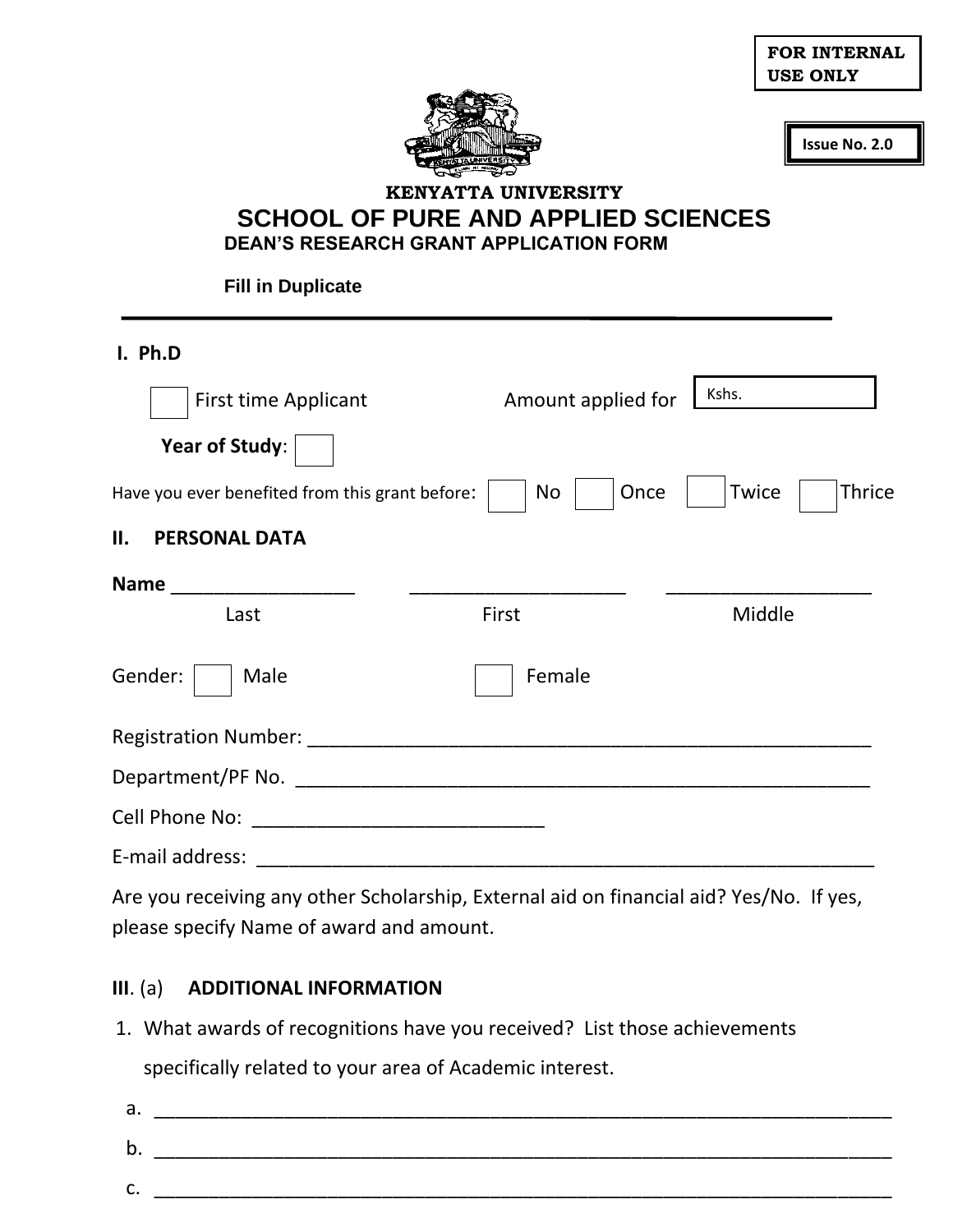**FOR INTERNAL USE ONLY**

**Issue No. 2.0**

**KENYATTA UNIVERSITY**

# SCHOOL OF PURE AND APPLIED SCIENCES

## DEAN'S RESEARCH GRANT APPLICATION FORM

**Fill in Duplicate**

---

**I. Ph.D**

☐ First time Applicant          Amount applied for  Kshs. ____________

**Year of Study**: ☐

Have you ever benefited from this grant before: ☐ No ☐ Once ☐ Twice ☐ Thrice

**II. PERSONAL DATA**

**Name** _________________ ____________________ ___________________
Last                First                Middle

Gender: ☐ Male          ☐ Female

Registration Number: _____________________________________________________

Department/PF No. _____________________________________________________

Cell Phone No: ___________________________

E-mail address: ___________________________________________________________

Are you receiving any other Scholarship, External aid on financial aid? Yes/No. If yes, please specify Name of award and amount.

**III**. (a) **ADDITIONAL INFORMATION**

1. What awards of recognitions have you received? List those achievements specifically related to your area of Academic interest.

   a. _____________________________________________________________________

   b. _____________________________________________________________________

   c. _____________________________________________________________________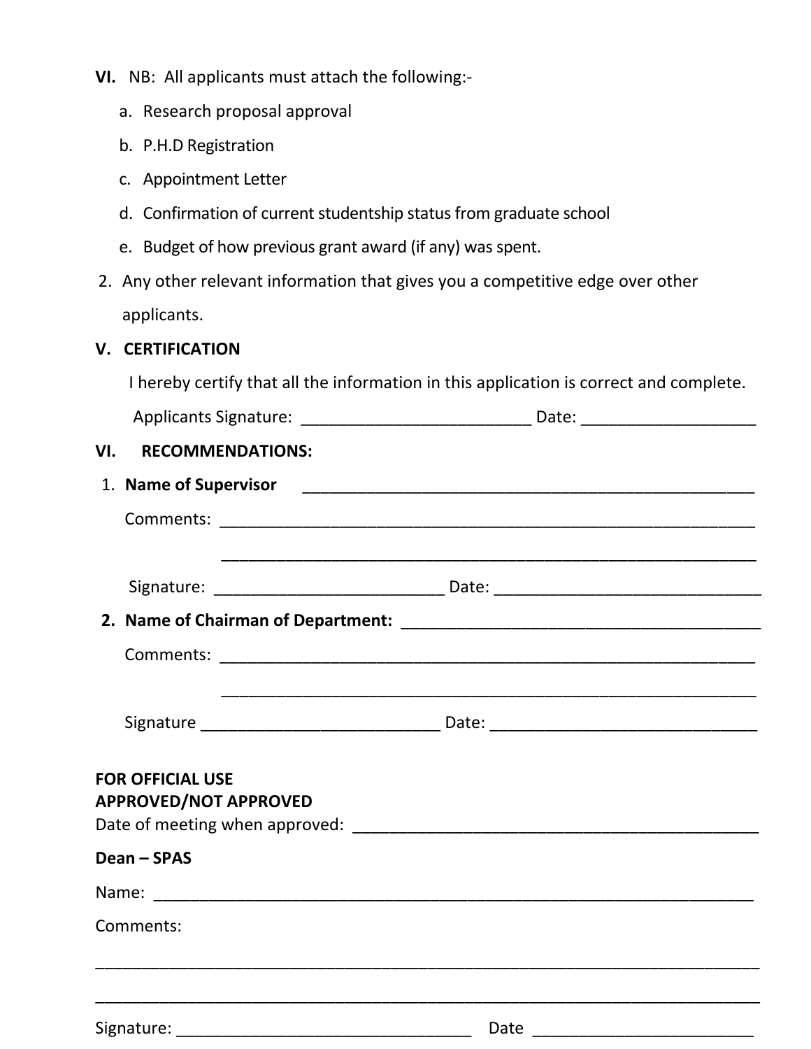**VI.** NB: All applicants must attach the following:-

a. Research proposal approval
b. P.H.D Registration
c. Appointment Letter
d. Confirmation of current studentship status from graduate school
e. Budget of how previous grant award (if any) was spent.

2. Any other relevant information that gives you a competitive edge over other applicants.

**V. CERTIFICATION**

I hereby certify that all the information in this application is correct and complete.

Applicants Signature: _________________________ Date: ___________________

**VI. RECOMMENDATIONS:**

1. **Name of Supervisor** ________________________________________________

   Comments: ________________________________________________________

   ________________________________________________________

   Signature: _________________________ Date: ______________________________

2. **Name of Chairman of Department:** ________________________________________

   Comments: ________________________________________________________

   ________________________________________________________

   Signature ___________________________ Date: _____________________________

**FOR OFFICIAL USE**
**APPROVED/NOT APPROVED**
Date of meeting when approved: ______________________________________________

**Dean – SPAS**

Name: _________________________________________________________________

Comments:

_______________________________________________________________________

_______________________________________________________________________

Signature: _________________________________ Date ________________________